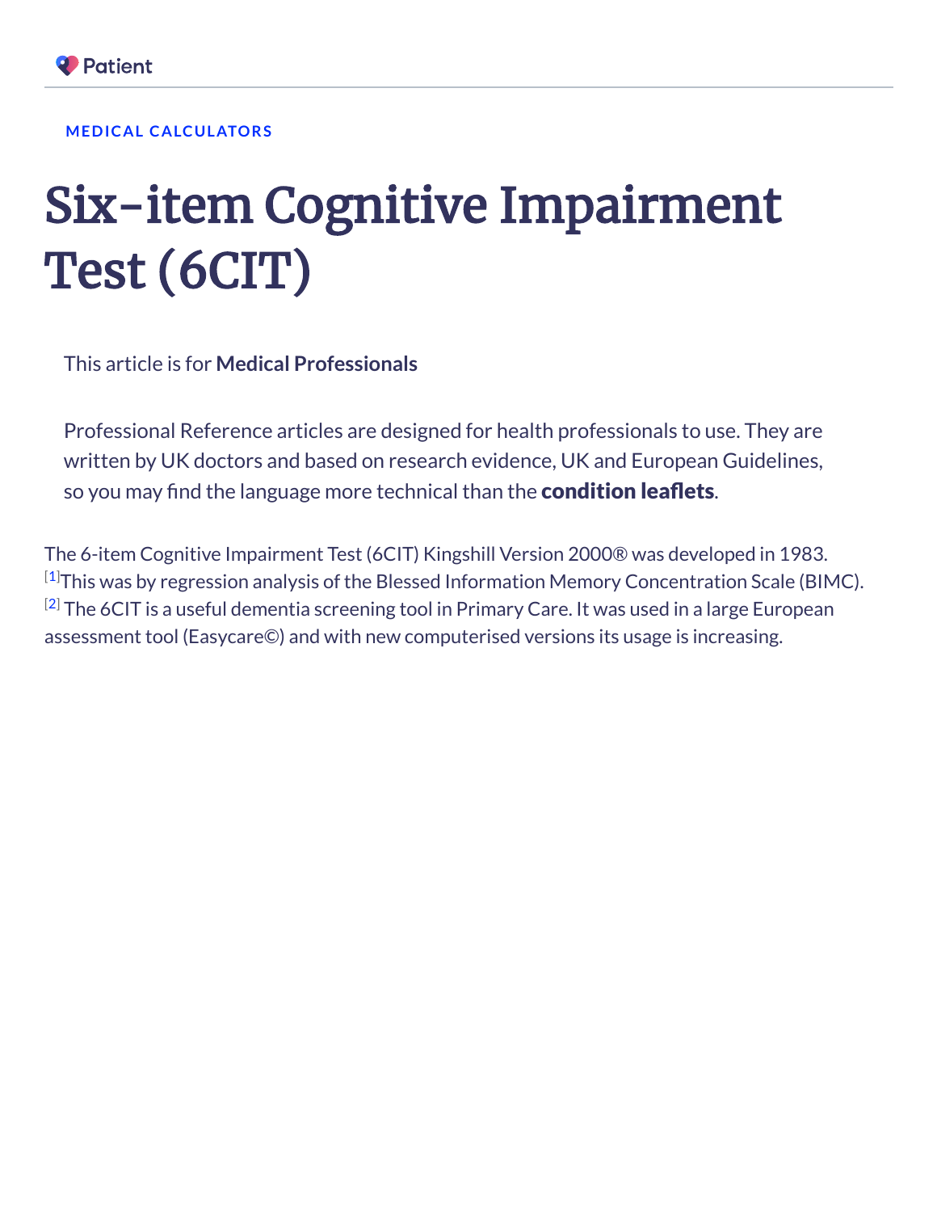MEDICAL CALCULATORS

# Six-item Cognitive Impairment Test (6CIT)

This article is for **Medical Professionals**

Professional Reference articles are designed for health professionals to use. They are written by UK doctors and based on research evidence, UK and European Guidelines, so you may find the language more technical than the **condition leaflets**.

The 6-item Cognitive Impairment Test (6CIT) Kingshill Version 2000® was developed in 1983. [1]This was by regression analysis of the Blessed Information Memory Concentration Scale (BIMC). [2] The 6CIT is a useful dementia screening tool in Primary Care. It was used in a large European assessment tool (Easycare©) and with new computerised versions its usage is increasing.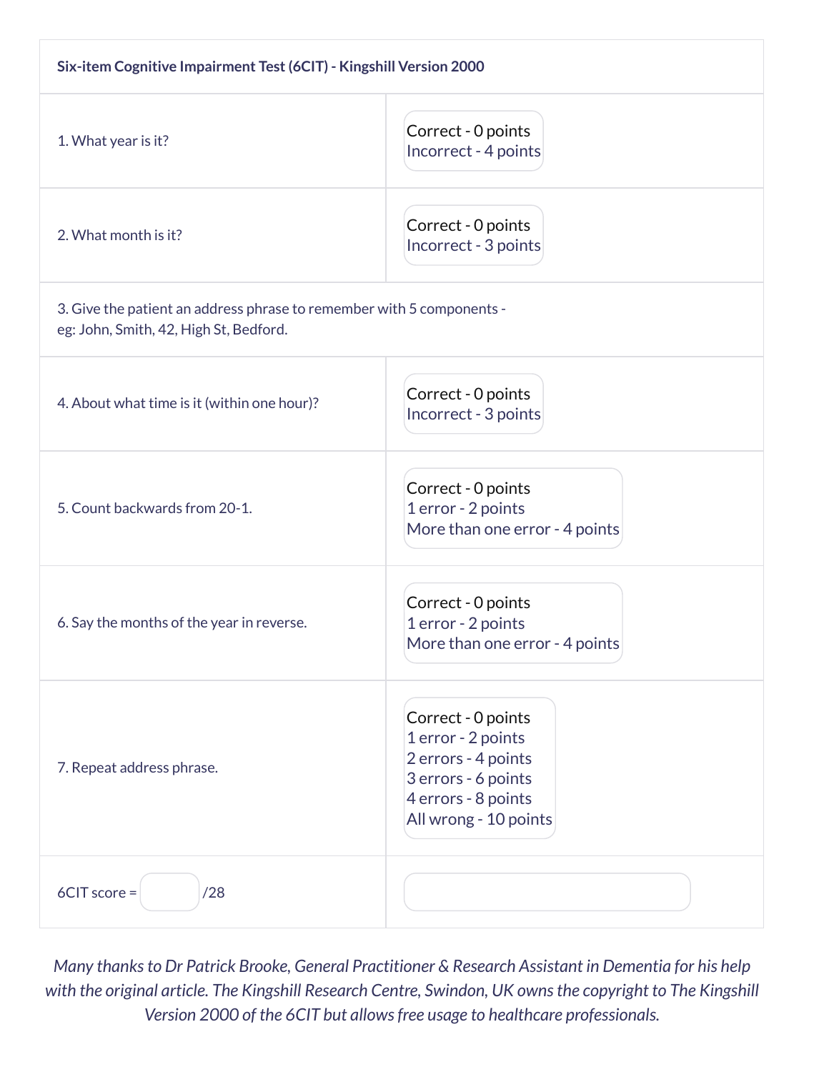| Six-item Cognitive Impairment Test (6CIT) - Kingshill Version 2000 | |
| --- | --- |
| 1. What year is it? | Correct - 0 points<br>Incorrect - 4 points |
| 2. What month is it? | Correct - 0 points<br>Incorrect - 3 points |
| 3. Give the patient an address phrase to remember with 5 components - eg: John, Smith, 42, High St, Bedford. | |
| 4. About what time is it (within one hour)? | Correct - 0 points<br>Incorrect - 3 points |
| 5. Count backwards from 20-1. | Correct - 0 points<br>1 error - 2 points<br>More than one error - 4 points |
| 6. Say the months of the year in reverse. | Correct - 0 points<br>1 error - 2 points<br>More than one error - 4 points |
| 7. Repeat address phrase. | Correct - 0 points<br>1 error - 2 points<br>2 errors - 4 points<br>3 errors - 6 points<br>4 errors - 8 points<br>All wrong - 10 points |
| 6CIT score = /28 | |

*Many thanks to Dr Patrick Brooke, General Practitioner & Research Assistant in Dementia for his help with the original article. The Kingshill Research Centre, Swindon, UK owns the copyright to The Kingshill Version 2000 of the 6CIT but allows free usage to healthcare professionals.*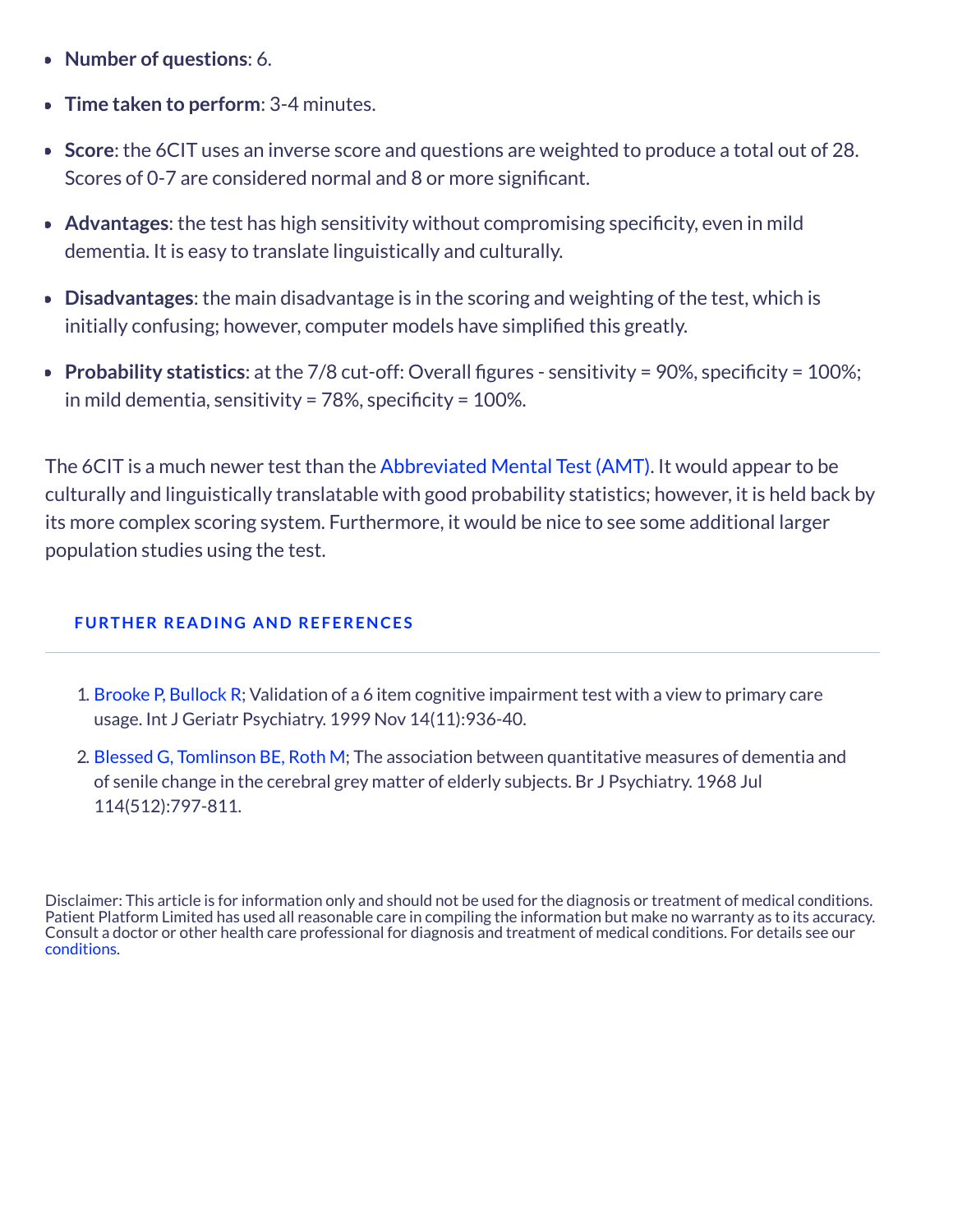- **Number of questions**: 6.
- **Time taken to perform**: 3-4 minutes.
- **Score**: the 6CIT uses an inverse score and questions are weighted to produce a total out of 28. Scores of 0-7 are considered normal and 8 or more significant.
- **Advantages**: the test has high sensitivity without compromising specificity, even in mild dementia. It is easy to translate linguistically and culturally.
- **Disadvantages**: the main disadvantage is in the scoring and weighting of the test, which is initially confusing; however, computer models have simplified this greatly.
- **Probability statistics**: at the 7/8 cut-off: Overall figures - sensitivity = 90%, specificity = 100%; in mild dementia, sensitivity = 78%, specificity = 100%.

The 6CIT is a much newer test than the Abbreviated Mental Test (AMT). It would appear to be culturally and linguistically translatable with good probability statistics; however, it is held back by its more complex scoring system. Furthermore, it would be nice to see some additional larger population studies using the test.

## FURTHER READING AND REFERENCES

1. Brooke P, Bullock R; Validation of a 6 item cognitive impairment test with a view to primary care usage. Int J Geriatr Psychiatry. 1999 Nov 14(11):936-40.
2. Blessed G, Tomlinson BE, Roth M; The association between quantitative measures of dementia and of senile change in the cerebral grey matter of elderly subjects. Br J Psychiatry. 1968 Jul 114(512):797-811.

Disclaimer: This article is for information only and should not be used for the diagnosis or treatment of medical conditions. Patient Platform Limited has used all reasonable care in compiling the information but make no warranty as to its accuracy. Consult a doctor or other health care professional for diagnosis and treatment of medical conditions. For details see our conditions.